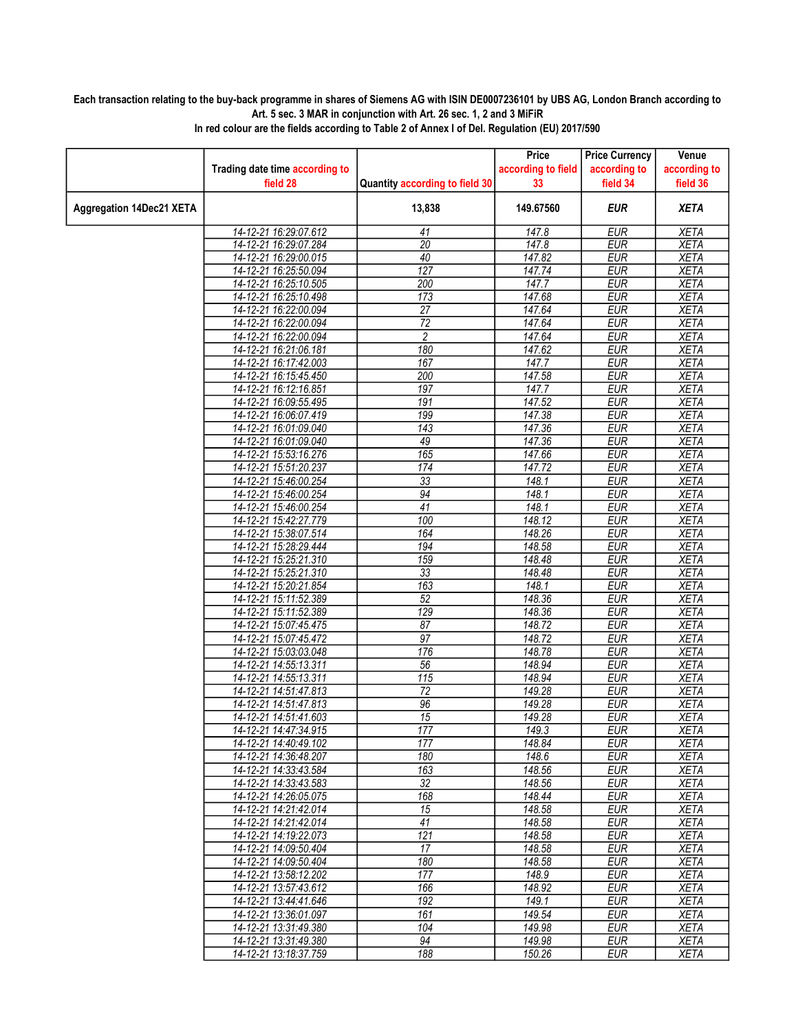**Each transaction relating to the buy-back programme in shares of Siemens AG with ISIN DE0007236101 by UBS AG, London Branch according to Art. 5 sec. 3 MAR in conjunction with Art. 26 sec. 1, 2 and 3 MiFiR**
**In red colour are the fields according to Table 2 of Annex I of Del. Regulation (EU) 2017/590**

| | Trading date time according to field 28 | Quantity according to field 30 | Price according to field 33 | Price Currency according to field 34 | Venue according to field 36 |
|---|---|---|---|---|---|
| **Aggregation 14Dec21 XETA** | | **13,838** | **149.67560** | ***EUR*** | ***XETA*** |
| | 14-12-21 16:29:07.612 | 41 | 147.8 | EUR | XETA |
| | 14-12-21 16:29:07.284 | 20 | 147.8 | EUR | XETA |
| | 14-12-21 16:29:00.015 | 40 | 147.82 | EUR | XETA |
| | 14-12-21 16:25:50.094 | 127 | 147.74 | EUR | XETA |
| | 14-12-21 16:25:10.505 | 200 | 147.7 | EUR | XETA |
| | 14-12-21 16:25:10.498 | 173 | 147.68 | EUR | XETA |
| | 14-12-21 16:22:00.094 | 27 | 147.64 | EUR | XETA |
| | 14-12-21 16:22:00.094 | 72 | 147.64 | EUR | XETA |
| | 14-12-21 16:22:00.094 | 2 | 147.64 | EUR | XETA |
| | 14-12-21 16:21:06.181 | 180 | 147.62 | EUR | XETA |
| | 14-12-21 16:17:42.003 | 167 | 147.7 | EUR | XETA |
| | 14-12-21 16:15:45.450 | 200 | 147.58 | EUR | XETA |
| | 14-12-21 16:12:16.851 | 197 | 147.7 | EUR | XETA |
| | 14-12-21 16:09:55.495 | 191 | 147.52 | EUR | XETA |
| | 14-12-21 16:06:07.419 | 199 | 147.38 | EUR | XETA |
| | 14-12-21 16:01:09.040 | 143 | 147.36 | EUR | XETA |
| | 14-12-21 16:01:09.040 | 49 | 147.36 | EUR | XETA |
| | 14-12-21 15:53:16.276 | 165 | 147.66 | EUR | XETA |
| | 14-12-21 15:51:20.237 | 174 | 147.72 | EUR | XETA |
| | 14-12-21 15:46:00.254 | 33 | 148.1 | EUR | XETA |
| | 14-12-21 15:46:00.254 | 94 | 148.1 | EUR | XETA |
| | 14-12-21 15:46:00.254 | 41 | 148.1 | EUR | XETA |
| | 14-12-21 15:42:27.779 | 100 | 148.12 | EUR | XETA |
| | 14-12-21 15:38:07.514 | 164 | 148.26 | EUR | XETA |
| | 14-12-21 15:28:29.444 | 194 | 148.58 | EUR | XETA |
| | 14-12-21 15:25:21.310 | 159 | 148.48 | EUR | XETA |
| | 14-12-21 15:25:21.310 | 33 | 148.48 | EUR | XETA |
| | 14-12-21 15:20:21.854 | 163 | 148.1 | EUR | XETA |
| | 14-12-21 15:11:52.389 | 52 | 148.36 | EUR | XETA |
| | 14-12-21 15:11:52.389 | 129 | 148.36 | EUR | XETA |
| | 14-12-21 15:07:45.475 | 87 | 148.72 | EUR | XETA |
| | 14-12-21 15:07:45.472 | 97 | 148.72 | EUR | XETA |
| | 14-12-21 15:03:03.048 | 176 | 148.78 | EUR | XETA |
| | 14-12-21 14:55:13.311 | 56 | 148.94 | EUR | XETA |
| | 14-12-21 14:55:13.311 | 115 | 148.94 | EUR | XETA |
| | 14-12-21 14:51:47.813 | 72 | 149.28 | EUR | XETA |
| | 14-12-21 14:51:47.813 | 96 | 149.28 | EUR | XETA |
| | 14-12-21 14:51:41.603 | 15 | 149.28 | EUR | XETA |
| | 14-12-21 14:47:34.915 | 177 | 149.3 | EUR | XETA |
| | 14-12-21 14:40:49.102 | 177 | 148.84 | EUR | XETA |
| | 14-12-21 14:36:48.207 | 180 | 148.6 | EUR | XETA |
| | 14-12-21 14:33:43.584 | 163 | 148.56 | EUR | XETA |
| | 14-12-21 14:33:43.583 | 32 | 148.56 | EUR | XETA |
| | 14-12-21 14:26:05.075 | 168 | 148.44 | EUR | XETA |
| | 14-12-21 14:21:42.014 | 15 | 148.58 | EUR | XETA |
| | 14-12-21 14:21:42.014 | 41 | 148.58 | EUR | XETA |
| | 14-12-21 14:19:22.073 | 121 | 148.58 | EUR | XETA |
| | 14-12-21 14:09:50.404 | 17 | 148.58 | EUR | XETA |
| | 14-12-21 14:09:50.404 | 180 | 148.58 | EUR | XETA |
| | 14-12-21 13:58:12.202 | 177 | 148.9 | EUR | XETA |
| | 14-12-21 13:57:43.612 | 166 | 148.92 | EUR | XETA |
| | 14-12-21 13:44:41.646 | 192 | 149.1 | EUR | XETA |
| | 14-12-21 13:36:01.097 | 161 | 149.54 | EUR | XETA |
| | 14-12-21 13:31:49.380 | 104 | 149.98 | EUR | XETA |
| | 14-12-21 13:31:49.380 | 94 | 149.98 | EUR | XETA |
| | 14-12-21 13:18:37.759 | 188 | 150.26 | EUR | XETA |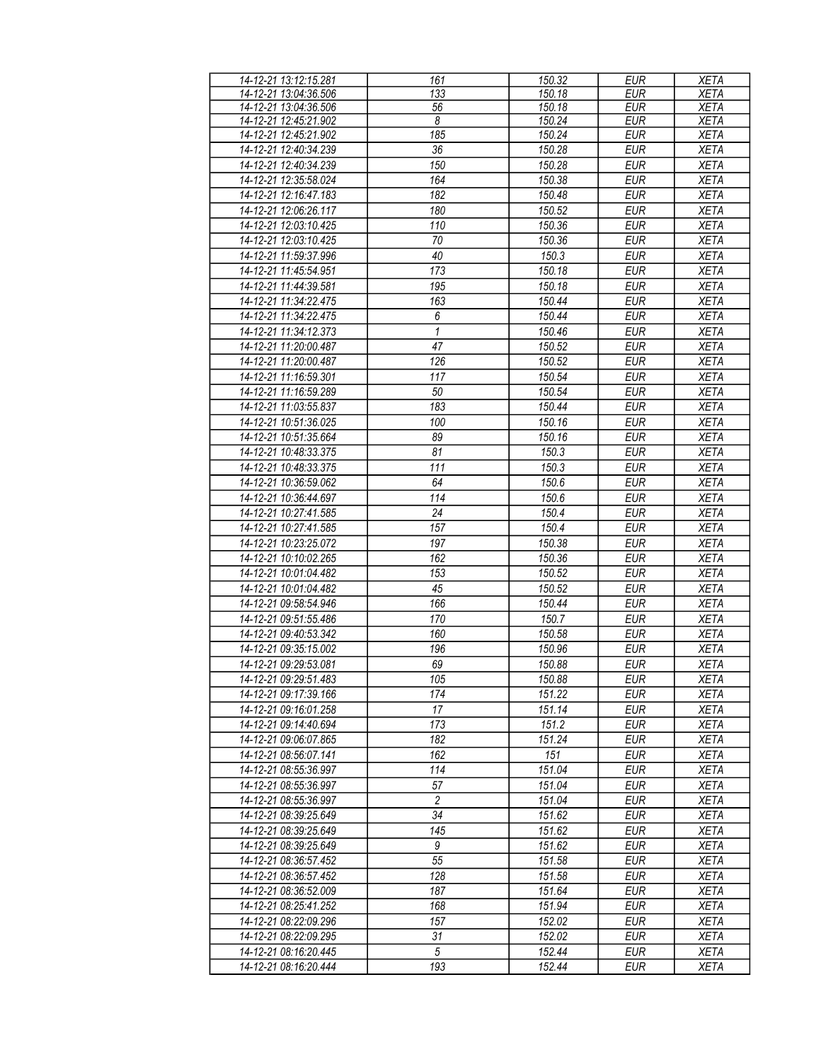| | | | | |
|---|---|---|---|---|
| 14-12-21 13:12:15.281 | 161 | 150.32 | EUR | XETA |
| 14-12-21 13:04:36.506 | 133 | 150.18 | EUR | XETA |
| 14-12-21 13:04:36.506 | 56 | 150.18 | EUR | XETA |
| 14-12-21 12:45:21.902 | 8 | 150.24 | EUR | XETA |
| 14-12-21 12:45:21.902 | 185 | 150.24 | EUR | XETA |
| 14-12-21 12:40:34.239 | 36 | 150.28 | EUR | XETA |
| 14-12-21 12:40:34.239 | 150 | 150.28 | EUR | XETA |
| 14-12-21 12:35:58.024 | 164 | 150.38 | EUR | XETA |
| 14-12-21 12:16:47.183 | 182 | 150.48 | EUR | XETA |
| 14-12-21 12:06:26.117 | 180 | 150.52 | EUR | XETA |
| 14-12-21 12:03:10.425 | 110 | 150.36 | EUR | XETA |
| 14-12-21 12:03:10.425 | 70 | 150.36 | EUR | XETA |
| 14-12-21 11:59:37.996 | 40 | 150.3 | EUR | XETA |
| 14-12-21 11:45:54.951 | 173 | 150.18 | EUR | XETA |
| 14-12-21 11:44:39.581 | 195 | 150.18 | EUR | XETA |
| 14-12-21 11:34:22.475 | 163 | 150.44 | EUR | XETA |
| 14-12-21 11:34:22.475 | 6 | 150.44 | EUR | XETA |
| 14-12-21 11:34:12.373 | 1 | 150.46 | EUR | XETA |
| 14-12-21 11:20:00.487 | 47 | 150.52 | EUR | XETA |
| 14-12-21 11:20:00.487 | 126 | 150.52 | EUR | XETA |
| 14-12-21 11:16:59.301 | 117 | 150.54 | EUR | XETA |
| 14-12-21 11:16:59.289 | 50 | 150.54 | EUR | XETA |
| 14-12-21 11:03:55.837 | 183 | 150.44 | EUR | XETA |
| 14-12-21 10:51:36.025 | 100 | 150.16 | EUR | XETA |
| 14-12-21 10:51:35.664 | 89 | 150.16 | EUR | XETA |
| 14-12-21 10:48:33.375 | 81 | 150.3 | EUR | XETA |
| 14-12-21 10:48:33.375 | 111 | 150.3 | EUR | XETA |
| 14-12-21 10:36:59.062 | 64 | 150.6 | EUR | XETA |
| 14-12-21 10:36:44.697 | 114 | 150.6 | EUR | XETA |
| 14-12-21 10:27:41.585 | 24 | 150.4 | EUR | XETA |
| 14-12-21 10:27:41.585 | 157 | 150.4 | EUR | XETA |
| 14-12-21 10:23:25.072 | 197 | 150.38 | EUR | XETA |
| 14-12-21 10:10:02.265 | 162 | 150.36 | EUR | XETA |
| 14-12-21 10:01:04.482 | 153 | 150.52 | EUR | XETA |
| 14-12-21 10:01:04.482 | 45 | 150.52 | EUR | XETA |
| 14-12-21 09:58:54.946 | 166 | 150.44 | EUR | XETA |
| 14-12-21 09:51:55.486 | 170 | 150.7 | EUR | XETA |
| 14-12-21 09:40:53.342 | 160 | 150.58 | EUR | XETA |
| 14-12-21 09:35:15.002 | 196 | 150.96 | EUR | XETA |
| 14-12-21 09:29:53.081 | 69 | 150.88 | EUR | XETA |
| 14-12-21 09:29:51.483 | 105 | 150.88 | EUR | XETA |
| 14-12-21 09:17:39.166 | 174 | 151.22 | EUR | XETA |
| 14-12-21 09:16:01.258 | 17 | 151.14 | EUR | XETA |
| 14-12-21 09:14:40.694 | 173 | 151.2 | EUR | XETA |
| 14-12-21 09:06:07.865 | 182 | 151.24 | EUR | XETA |
| 14-12-21 08:56:07.141 | 162 | 151 | EUR | XETA |
| 14-12-21 08:55:36.997 | 114 | 151.04 | EUR | XETA |
| 14-12-21 08:55:36.997 | 57 | 151.04 | EUR | XETA |
| 14-12-21 08:55:36.997 | 2 | 151.04 | EUR | XETA |
| 14-12-21 08:39:25.649 | 34 | 151.62 | EUR | XETA |
| 14-12-21 08:39:25.649 | 145 | 151.62 | EUR | XETA |
| 14-12-21 08:39:25.649 | 9 | 151.62 | EUR | XETA |
| 14-12-21 08:36:57.452 | 55 | 151.58 | EUR | XETA |
| 14-12-21 08:36:57.452 | 128 | 151.58 | EUR | XETA |
| 14-12-21 08:36:52.009 | 187 | 151.64 | EUR | XETA |
| 14-12-21 08:25:41.252 | 168 | 151.94 | EUR | XETA |
| 14-12-21 08:22:09.296 | 157 | 152.02 | EUR | XETA |
| 14-12-21 08:22:09.295 | 31 | 152.02 | EUR | XETA |
| 14-12-21 08:16:20.445 | 5 | 152.44 | EUR | XETA |
| 14-12-21 08:16:20.444 | 193 | 152.44 | EUR | XETA |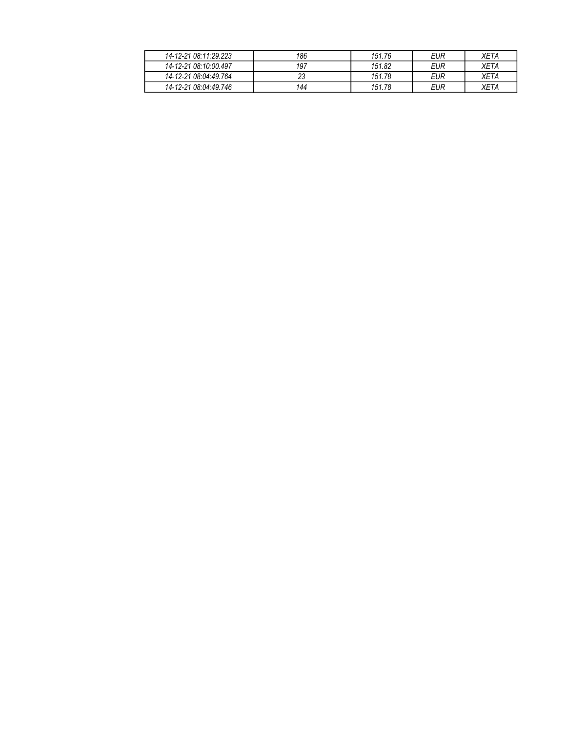| | | | | |
|---|---|---|---|---|
| *14-12-21 08:11:29.223* | *186* | *151.76* | *EUR* | *XETA* |
| *14-12-21 08:10:00.497* | *197* | *151.82* | *EUR* | *XETA* |
| *14-12-21 08:04:49.764* | *23* | *151.78* | *EUR* | *XETA* |
| *14-12-21 08:04:49.746* | *144* | *151.78* | *EUR* | *XETA* |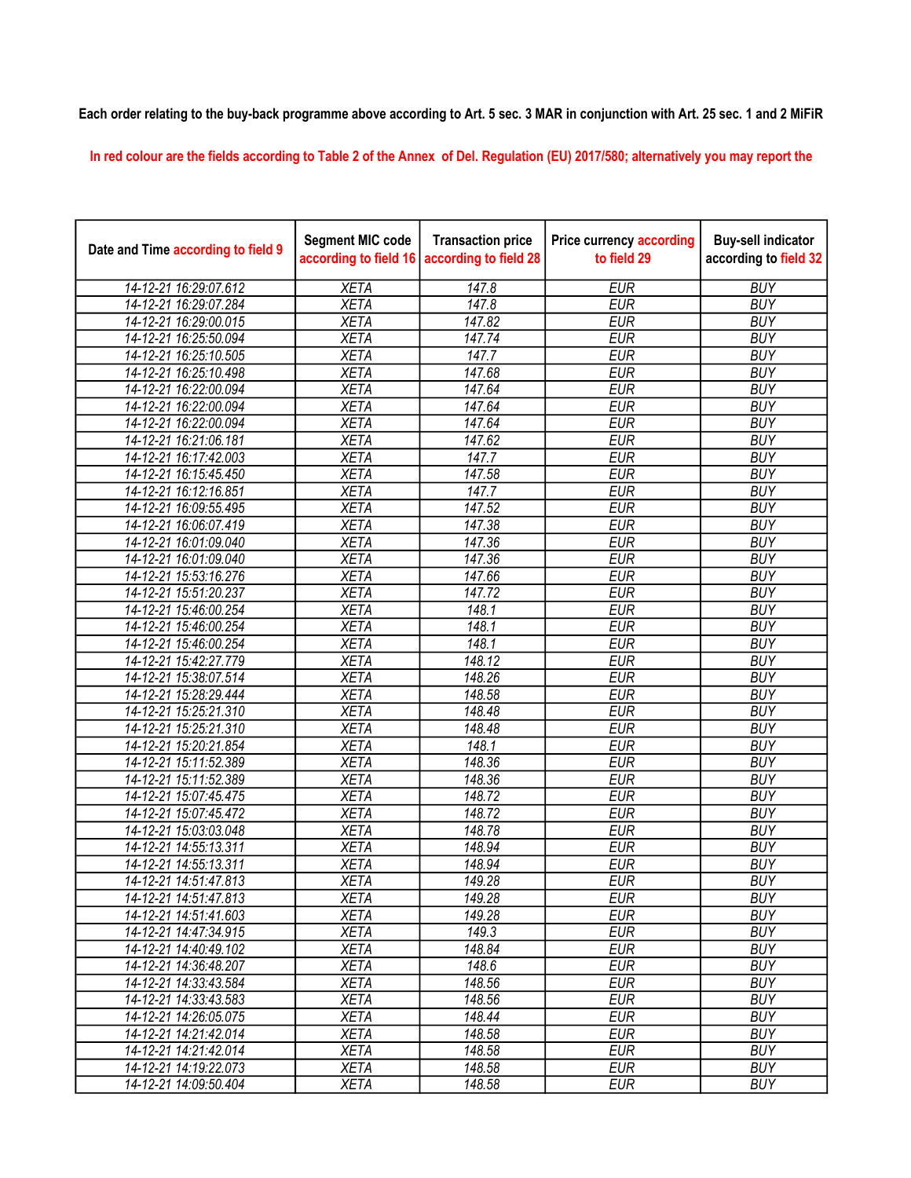**Each order relating to the buy-back programme above according to Art. 5 sec. 3 MAR in conjunction with Art. 25 sec. 1 and 2 MiFiR**

In red colour are the fields according to Table 2 of the Annex of Del. Regulation (EU) 2017/580; alternatively you may report the

| Date and Time according to field 9 | Segment MIC code according to field 16 | Transaction price according to field 28 | Price currency according to field 29 | Buy-sell indicator according to field 32 |
|---|---|---|---|---|
| 14-12-21 16:29:07.612 | XETA | 147.8 | EUR | BUY |
| 14-12-21 16:29:07.284 | XETA | 147.8 | EUR | BUY |
| 14-12-21 16:29:00.015 | XETA | 147.82 | EUR | BUY |
| 14-12-21 16:25:50.094 | XETA | 147.74 | EUR | BUY |
| 14-12-21 16:25:10.505 | XETA | 147.7 | EUR | BUY |
| 14-12-21 16:25:10.498 | XETA | 147.68 | EUR | BUY |
| 14-12-21 16:22:00.094 | XETA | 147.64 | EUR | BUY |
| 14-12-21 16:22:00.094 | XETA | 147.64 | EUR | BUY |
| 14-12-21 16:22:00.094 | XETA | 147.64 | EUR | BUY |
| 14-12-21 16:21:06.181 | XETA | 147.62 | EUR | BUY |
| 14-12-21 16:17:42.003 | XETA | 147.7 | EUR | BUY |
| 14-12-21 16:15:45.450 | XETA | 147.58 | EUR | BUY |
| 14-12-21 16:12:16.851 | XETA | 147.7 | EUR | BUY |
| 14-12-21 16:09:55.495 | XETA | 147.52 | EUR | BUY |
| 14-12-21 16:06:07.419 | XETA | 147.38 | EUR | BUY |
| 14-12-21 16:01:09.040 | XETA | 147.36 | EUR | BUY |
| 14-12-21 16:01:09.040 | XETA | 147.36 | EUR | BUY |
| 14-12-21 15:53:16.276 | XETA | 147.66 | EUR | BUY |
| 14-12-21 15:51:20.237 | XETA | 147.72 | EUR | BUY |
| 14-12-21 15:46:00.254 | XETA | 148.1 | EUR | BUY |
| 14-12-21 15:46:00.254 | XETA | 148.1 | EUR | BUY |
| 14-12-21 15:46:00.254 | XETA | 148.1 | EUR | BUY |
| 14-12-21 15:42:27.779 | XETA | 148.12 | EUR | BUY |
| 14-12-21 15:38:07.514 | XETA | 148.26 | EUR | BUY |
| 14-12-21 15:28:29.444 | XETA | 148.58 | EUR | BUY |
| 14-12-21 15:25:21.310 | XETA | 148.48 | EUR | BUY |
| 14-12-21 15:25:21.310 | XETA | 148.48 | EUR | BUY |
| 14-12-21 15:20:21.854 | XETA | 148.1 | EUR | BUY |
| 14-12-21 15:11:52.389 | XETA | 148.36 | EUR | BUY |
| 14-12-21 15:11:52.389 | XETA | 148.36 | EUR | BUY |
| 14-12-21 15:07:45.475 | XETA | 148.72 | EUR | BUY |
| 14-12-21 15:07:45.472 | XETA | 148.72 | EUR | BUY |
| 14-12-21 15:03:03.048 | XETA | 148.78 | EUR | BUY |
| 14-12-21 14:55:13.311 | XETA | 148.94 | EUR | BUY |
| 14-12-21 14:55:13.311 | XETA | 148.94 | EUR | BUY |
| 14-12-21 14:51:47.813 | XETA | 149.28 | EUR | BUY |
| 14-12-21 14:51:47.813 | XETA | 149.28 | EUR | BUY |
| 14-12-21 14:51:41.603 | XETA | 149.28 | EUR | BUY |
| 14-12-21 14:47:34.915 | XETA | 149.3 | EUR | BUY |
| 14-12-21 14:40:49.102 | XETA | 148.84 | EUR | BUY |
| 14-12-21 14:36:48.207 | XETA | 148.6 | EUR | BUY |
| 14-12-21 14:33:43.584 | XETA | 148.56 | EUR | BUY |
| 14-12-21 14:33:43.583 | XETA | 148.56 | EUR | BUY |
| 14-12-21 14:26:05.075 | XETA | 148.44 | EUR | BUY |
| 14-12-21 14:21:42.014 | XETA | 148.58 | EUR | BUY |
| 14-12-21 14:21:42.014 | XETA | 148.58 | EUR | BUY |
| 14-12-21 14:19:22.073 | XETA | 148.58 | EUR | BUY |
| 14-12-21 14:09:50.404 | XETA | 148.58 | EUR | BUY |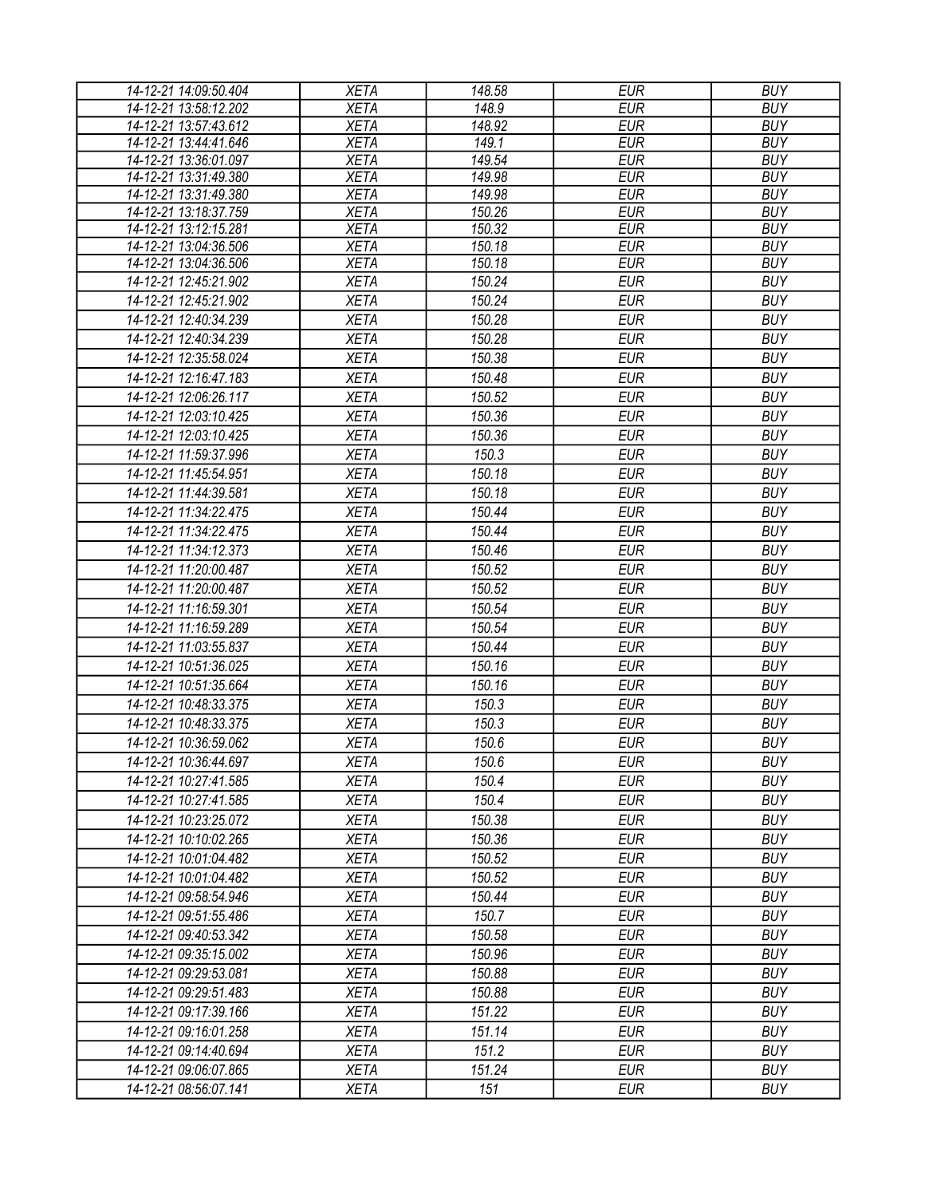| | | | | |
|---|---|---|---|---|
| 14-12-21 14:09:50.404 | XETA | 148.58 | EUR | BUY |
| 14-12-21 13:58:12.202 | XETA | 148.9 | EUR | BUY |
| 14-12-21 13:57:43.612 | XETA | 148.92 | EUR | BUY |
| 14-12-21 13:44:41.646 | XETA | 149.1 | EUR | BUY |
| 14-12-21 13:36:01.097 | XETA | 149.54 | EUR | BUY |
| 14-12-21 13:31:49.380 | XETA | 149.98 | EUR | BUY |
| 14-12-21 13:31:49.380 | XETA | 149.98 | EUR | BUY |
| 14-12-21 13:18:37.759 | XETA | 150.26 | EUR | BUY |
| 14-12-21 13:12:15.281 | XETA | 150.32 | EUR | BUY |
| 14-12-21 13:04:36.506 | XETA | 150.18 | EUR | BUY |
| 14-12-21 13:04:36.506 | XETA | 150.18 | EUR | BUY |
| 14-12-21 12:45:21.902 | XETA | 150.24 | EUR | BUY |
| 14-12-21 12:45:21.902 | XETA | 150.24 | EUR | BUY |
| 14-12-21 12:40:34.239 | XETA | 150.28 | EUR | BUY |
| 14-12-21 12:40:34.239 | XETA | 150.28 | EUR | BUY |
| 14-12-21 12:35:58.024 | XETA | 150.38 | EUR | BUY |
| 14-12-21 12:16:47.183 | XETA | 150.48 | EUR | BUY |
| 14-12-21 12:06:26.117 | XETA | 150.52 | EUR | BUY |
| 14-12-21 12:03:10.425 | XETA | 150.36 | EUR | BUY |
| 14-12-21 12:03:10.425 | XETA | 150.36 | EUR | BUY |
| 14-12-21 11:59:37.996 | XETA | 150.3 | EUR | BUY |
| 14-12-21 11:45:54.951 | XETA | 150.18 | EUR | BUY |
| 14-12-21 11:44:39.581 | XETA | 150.18 | EUR | BUY |
| 14-12-21 11:34:22.475 | XETA | 150.44 | EUR | BUY |
| 14-12-21 11:34:22.475 | XETA | 150.44 | EUR | BUY |
| 14-12-21 11:34:12.373 | XETA | 150.46 | EUR | BUY |
| 14-12-21 11:20:00.487 | XETA | 150.52 | EUR | BUY |
| 14-12-21 11:20:00.487 | XETA | 150.52 | EUR | BUY |
| 14-12-21 11:16:59.301 | XETA | 150.54 | EUR | BUY |
| 14-12-21 11:16:59.289 | XETA | 150.54 | EUR | BUY |
| 14-12-21 11:03:55.837 | XETA | 150.44 | EUR | BUY |
| 14-12-21 10:51:36.025 | XETA | 150.16 | EUR | BUY |
| 14-12-21 10:51:35.664 | XETA | 150.16 | EUR | BUY |
| 14-12-21 10:48:33.375 | XETA | 150.3 | EUR | BUY |
| 14-12-21 10:48:33.375 | XETA | 150.3 | EUR | BUY |
| 14-12-21 10:36:59.062 | XETA | 150.6 | EUR | BUY |
| 14-12-21 10:36:44.697 | XETA | 150.6 | EUR | BUY |
| 14-12-21 10:27:41.585 | XETA | 150.4 | EUR | BUY |
| 14-12-21 10:27:41.585 | XETA | 150.4 | EUR | BUY |
| 14-12-21 10:23:25.072 | XETA | 150.38 | EUR | BUY |
| 14-12-21 10:10:02.265 | XETA | 150.36 | EUR | BUY |
| 14-12-21 10:01:04.482 | XETA | 150.52 | EUR | BUY |
| 14-12-21 10:01:04.482 | XETA | 150.52 | EUR | BUY |
| 14-12-21 09:58:54.946 | XETA | 150.44 | EUR | BUY |
| 14-12-21 09:51:55.486 | XETA | 150.7 | EUR | BUY |
| 14-12-21 09:40:53.342 | XETA | 150.58 | EUR | BUY |
| 14-12-21 09:35:15.002 | XETA | 150.96 | EUR | BUY |
| 14-12-21 09:29:53.081 | XETA | 150.88 | EUR | BUY |
| 14-12-21 09:29:51.483 | XETA | 150.88 | EUR | BUY |
| 14-12-21 09:17:39.166 | XETA | 151.22 | EUR | BUY |
| 14-12-21 09:16:01.258 | XETA | 151.14 | EUR | BUY |
| 14-12-21 09:14:40.694 | XETA | 151.2 | EUR | BUY |
| 14-12-21 09:06:07.865 | XETA | 151.24 | EUR | BUY |
| 14-12-21 08:56:07.141 | XETA | 151 | EUR | BUY |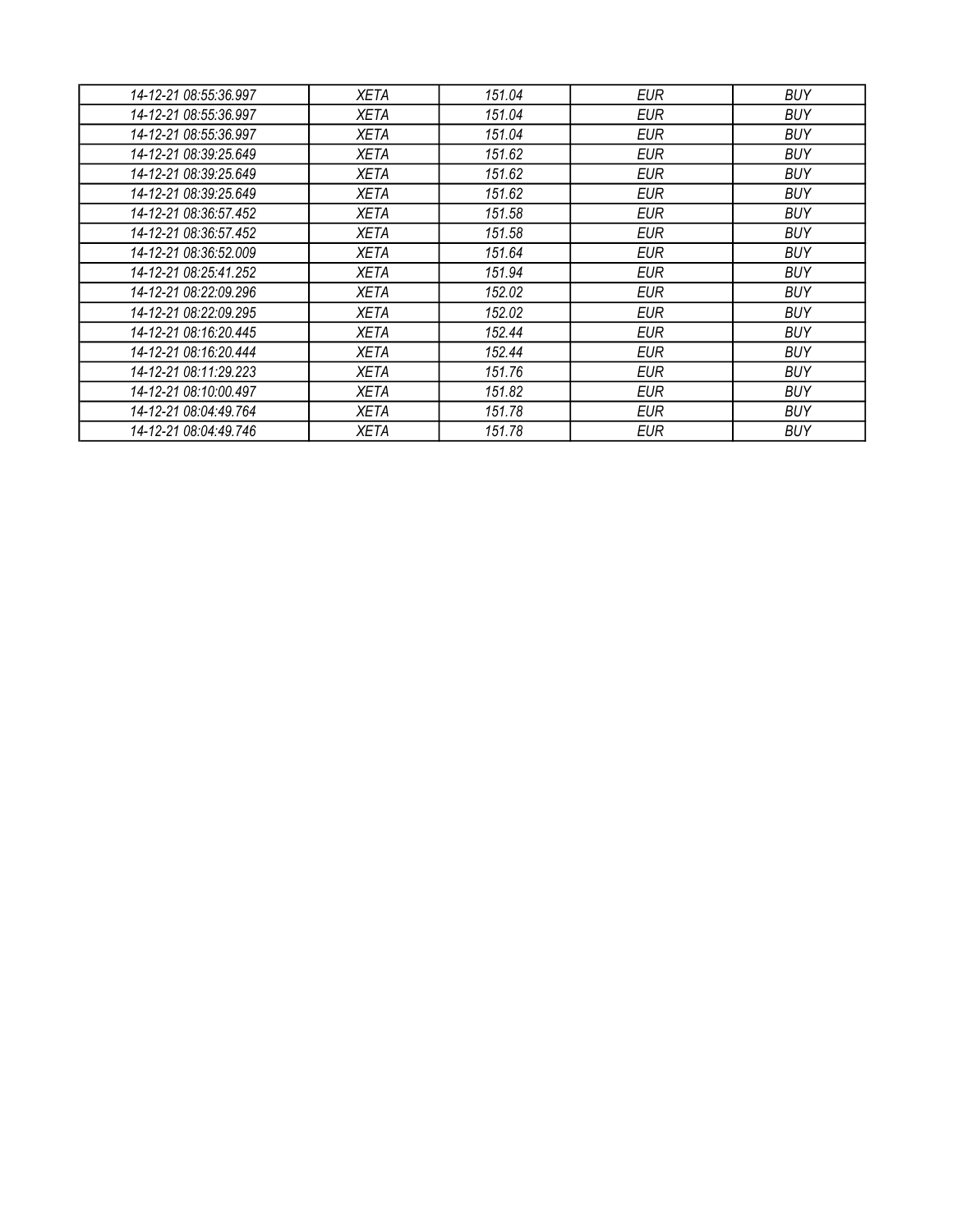| | | | | |
|---|---|---|---|---|
| *14-12-21 08:55:36.997* | *XETA* | *151.04* | *EUR* | *BUY* |
| *14-12-21 08:55:36.997* | *XETA* | *151.04* | *EUR* | *BUY* |
| *14-12-21 08:55:36.997* | *XETA* | *151.04* | *EUR* | *BUY* |
| *14-12-21 08:39:25.649* | *XETA* | *151.62* | *EUR* | *BUY* |
| *14-12-21 08:39:25.649* | *XETA* | *151.62* | *EUR* | *BUY* |
| *14-12-21 08:39:25.649* | *XETA* | *151.62* | *EUR* | *BUY* |
| *14-12-21 08:36:57.452* | *XETA* | *151.58* | *EUR* | *BUY* |
| *14-12-21 08:36:57.452* | *XETA* | *151.58* | *EUR* | *BUY* |
| *14-12-21 08:36:52.009* | *XETA* | *151.64* | *EUR* | *BUY* |
| *14-12-21 08:25:41.252* | *XETA* | *151.94* | *EUR* | *BUY* |
| *14-12-21 08:22:09.296* | *XETA* | *152.02* | *EUR* | *BUY* |
| *14-12-21 08:22:09.295* | *XETA* | *152.02* | *EUR* | *BUY* |
| *14-12-21 08:16:20.445* | *XETA* | *152.44* | *EUR* | *BUY* |
| *14-12-21 08:16:20.444* | *XETA* | *152.44* | *EUR* | *BUY* |
| *14-12-21 08:11:29.223* | *XETA* | *151.76* | *EUR* | *BUY* |
| *14-12-21 08:10:00.497* | *XETA* | *151.82* | *EUR* | *BUY* |
| *14-12-21 08:04:49.764* | *XETA* | *151.78* | *EUR* | *BUY* |
| *14-12-21 08:04:49.746* | *XETA* | *151.78* | *EUR* | *BUY* |